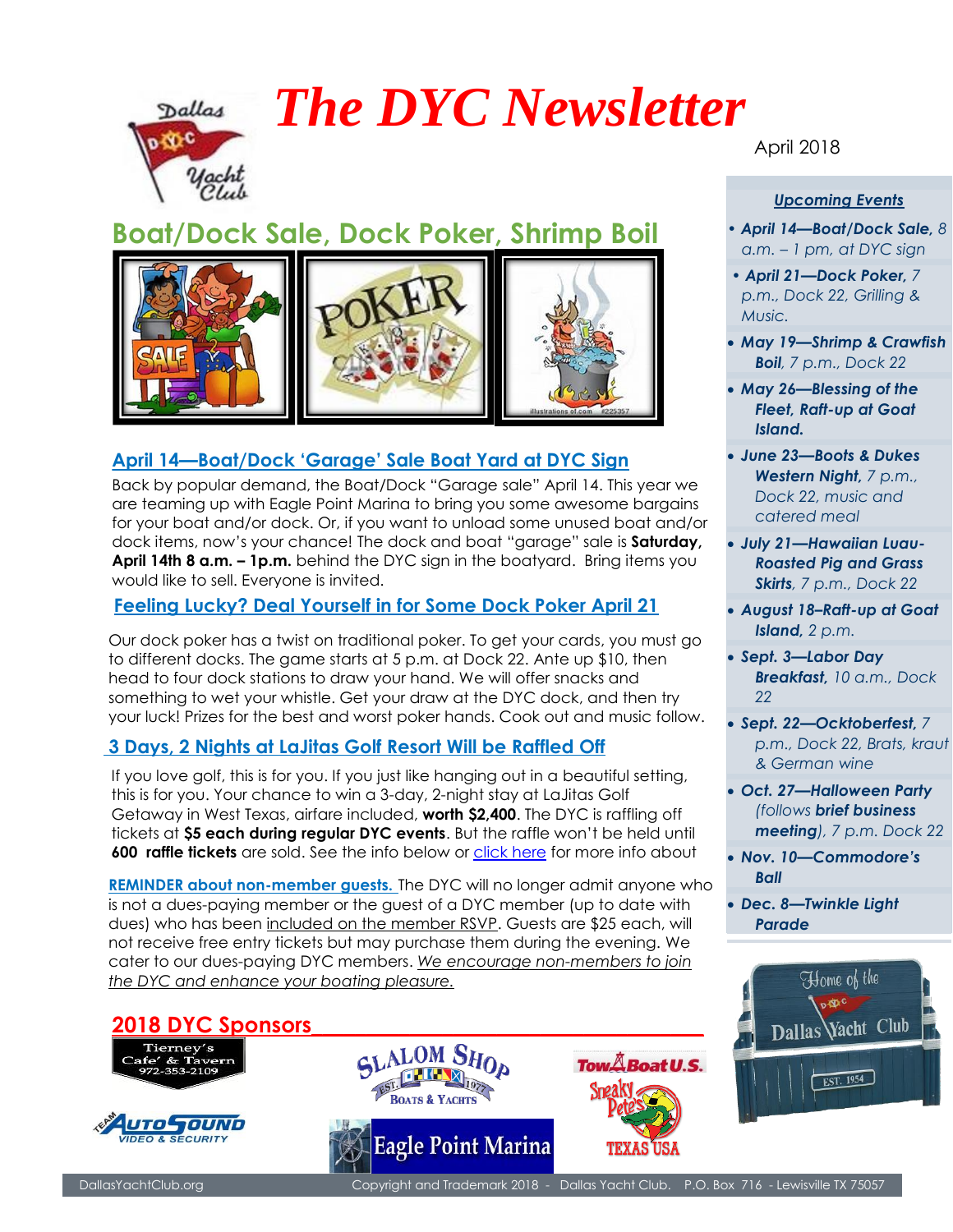# The DYC Newsletter

April 2018

## Boat/Dock Sale, Dock Poker, Shrimp Boil

### April 14—Boat/Dock 'Garage' Sale Boat Yard at DYC Sign

Back by popular demand, the Boat/Dock "Garage sale" April 14. This year we are teaming up with Eagle Point Marina to bring you some awesome bargains for your boat and/or dock. Or, if you want to unload some unused boat and/or dock items, now's your chance! The dock and boat "garage" sale is **Saturday, April 14th 8 a.m. – 1p.m.** behind the DYC sign in the boatyard. Bring items you would like to sell. Everyone is invited.

### Feeling Lucky? Deal Yourself in for Some Dock Poker April 21

Our dock poker has a twist on traditional poker. To get your cards, you must go to different docks. The game starts at 5 p.m. at Dock 22. Ante up $10, then head to four dock stations to draw your hand. We will offer snacks and something to wet your whistle. Get your draw at the DYC dock, and then try your luck! Prizes for the best and worst poker hands. Cook out and music follow.

### 3 Days, 2 Nights at LaJitas Golf Resort Will be Raffled Off

If you love golf, this is for you. If you just like hanging out in a beautiful setting, this is for you. Your chance to win a 3-day, 2-night stay at LaJitas Golf Getaway in West Texas, airfare included, **worth $2,400**. The DYC is raffling off tickets at **$5 each during regular DYC events**. But the raffle won't be held until **600 raffle tickets** are sold. See the info below or click here for more info about

**REMINDER about non-member guests.** The DYC will no longer admit anyone who is not a dues-paying member or the guest of a DYC member (up to date with dues) who has been included on the member RSVP. Guests are $25 each, will not receive free entry tickets but may purchase them during the evening. We cater to our dues-paying DYC members. *We encourage non-members to join the DYC and enhance your boating pleasure.*

## 2018 DYC Sponsors

Tierney's Cafe' & Tavern 972-353-2109

Slalom Shop Boats & Yachts Est. 1977

TowBoat U.S.

Team AutoSound Video & Security

Eagle Point Marina

Sneaky Pete's Texas USA

## Upcoming Events

- ***April 14—Boat/Dock Sale,*** *8 a.m. – 1 pm, at DYC sign*
- ***April 21—Dock Poker,*** *7 p.m., Dock 22, Grilling & Music.*
- ***May 19—Shrimp & Crawfish Boil,*** *7 p.m., Dock 22*
- ***May 26—Blessing of the Fleet, Raft-up at Goat Island.***
- ***June 23—Boots & Dukes Western Night,*** *7 p.m., Dock 22, music and catered meal*
- ***July 21—Hawaiian Luau-Roasted Pig and Grass Skirts,*** *7 p.m., Dock 22*
- ***August 18–Raft-up at Goat Island,*** *2 p.m.*
- ***Sept. 3—Labor Day Breakfast,*** *10 a.m., Dock 22*
- ***Sept. 22—Ocktoberfest,*** *7 p.m., Dock 22, Brats, kraut & German wine*
- ***Oct. 27—Halloween Party*** *(follows* ***brief business meeting***), *7 p.m. Dock 22*
- ***Nov. 10—Commodore's Ball***
- ***Dec. 8—Twinkle Light Parade***

Home of the Dallas Yacht Club EST. 1954

DallasYachtClub.org    Copyright and Trademark 2018 - Dallas Yacht Club. P.O. Box 716 - Lewisville TX 75057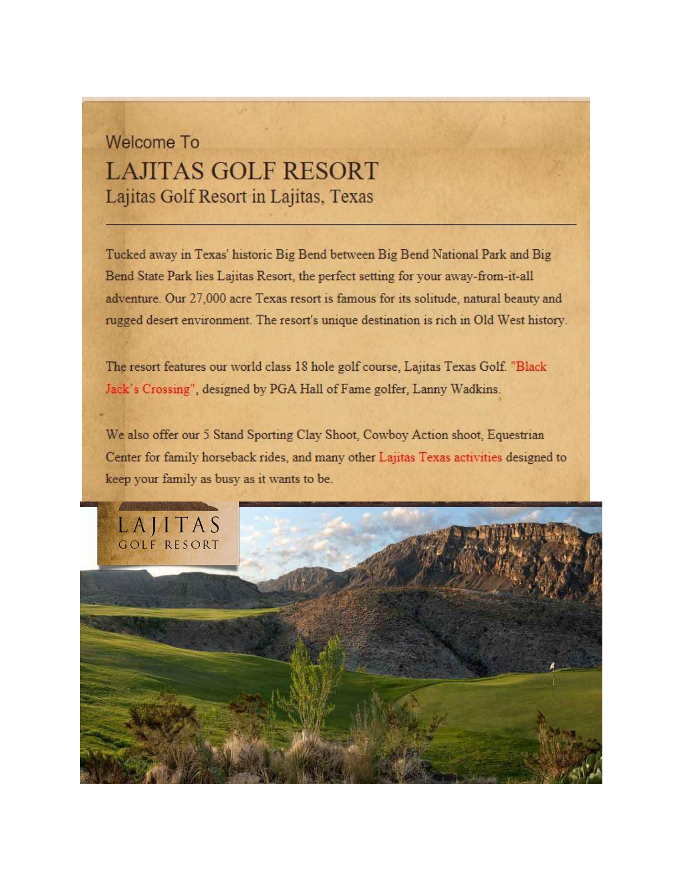Welcome To

# LAJITAS GOLF RESORT

## Lajitas Golf Resort in Lajitas, Texas

---

Tucked away in Texas' historic Big Bend between Big Bend National Park and Big Bend State Park lies Lajitas Resort, the perfect setting for your away-from-it-all adventure. Our 27,000 acre Texas resort is famous for its solitude, natural beauty and rugged desert environment. The resort's unique destination is rich in Old West history.

The resort features our world class 18 hole golf course, Lajitas Texas Golf. "Black Jack's Crossing", designed by PGA Hall of Fame golfer, Lanny Wadkins.

We also offer our 5 Stand Sporting Clay Shoot, Cowboy Action shoot, Equestrian Center for family horseback rides, and many other Lajitas Texas activities designed to keep your family as busy as it wants to be.

LAJITAS
GOLF RESORT